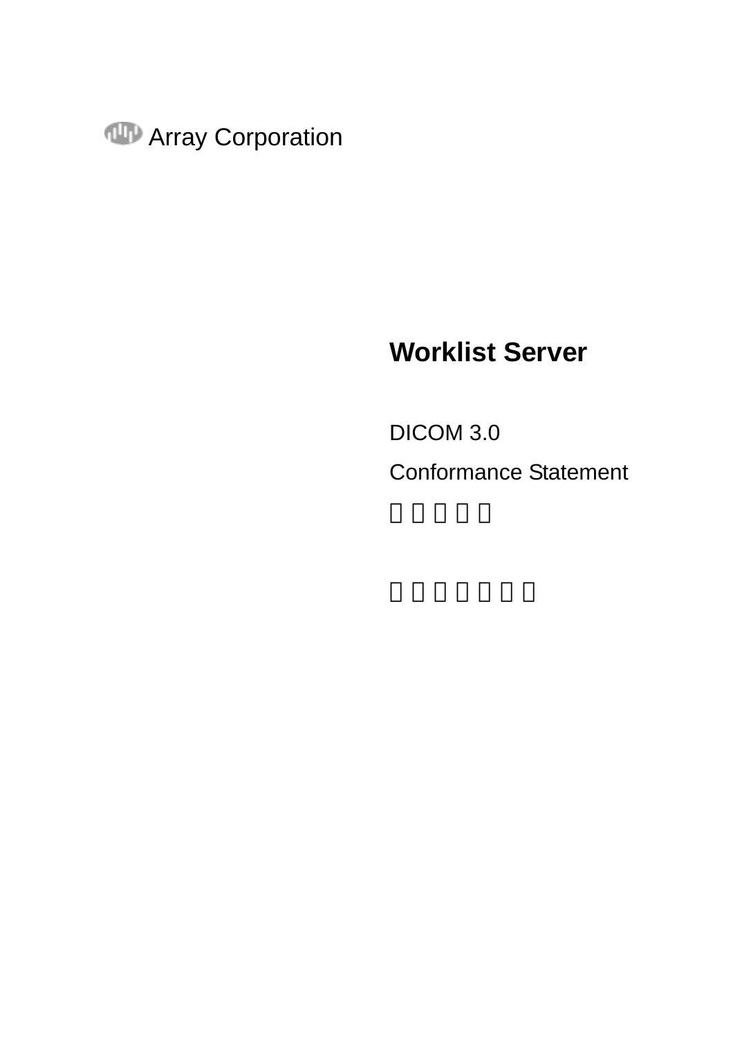Array Corporation

# Worklist Server

DICOM 3.0

Conformance Statement

□□□□□

□□□□□□□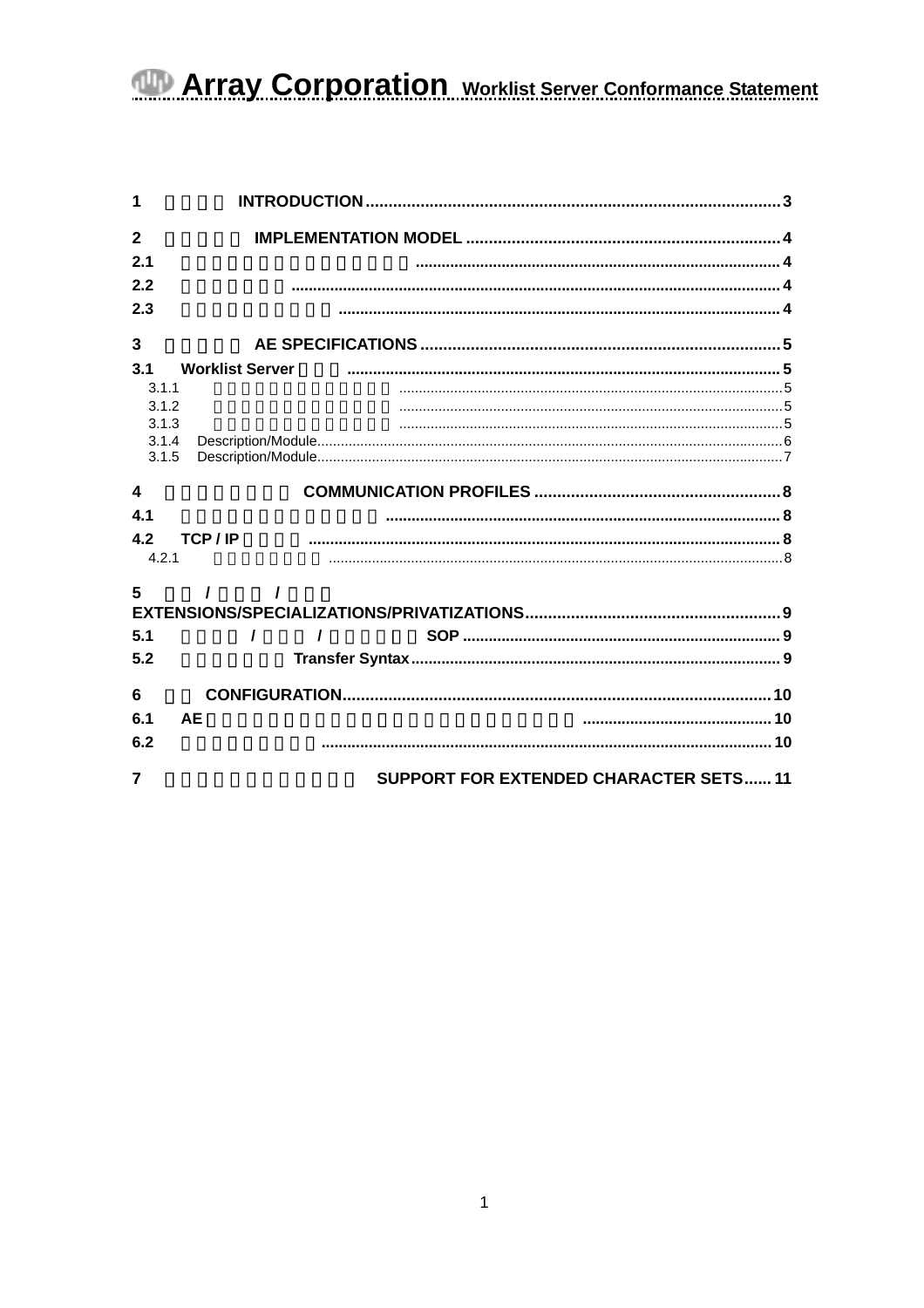1 INTRODUCTION ..... 3

2 IMPLEMENTATION MODEL ..... 4

2.1 ..... 4

2.2 ..... 4

2.3 ..... 4

3 AE SPECIFICATIONS ..... 5

3.1 Worklist Server ..... 5

3.1.1 ..... 5

3.1.2 ..... 5

3.1.3 ..... 5

3.1.4 Description/Module ..... 6

3.1.5 Description/Module ..... 7

4 COMMUNICATION PROFILES ..... 8

4.1 ..... 8

4.2 TCP / IP ..... 8

4.2.1 ..... 8

5 / / EXTENSIONS/SPECIALIZATIONS/PRIVATIZATIONS ..... 9

5.1 / / SOP ..... 9

5.2 Transfer Syntax ..... 9

6 CONFIGURATION ..... 10

6.1 AE ..... 10

6.2 ..... 10

7 SUPPORT FOR EXTENDED CHARACTER SETS ..... 11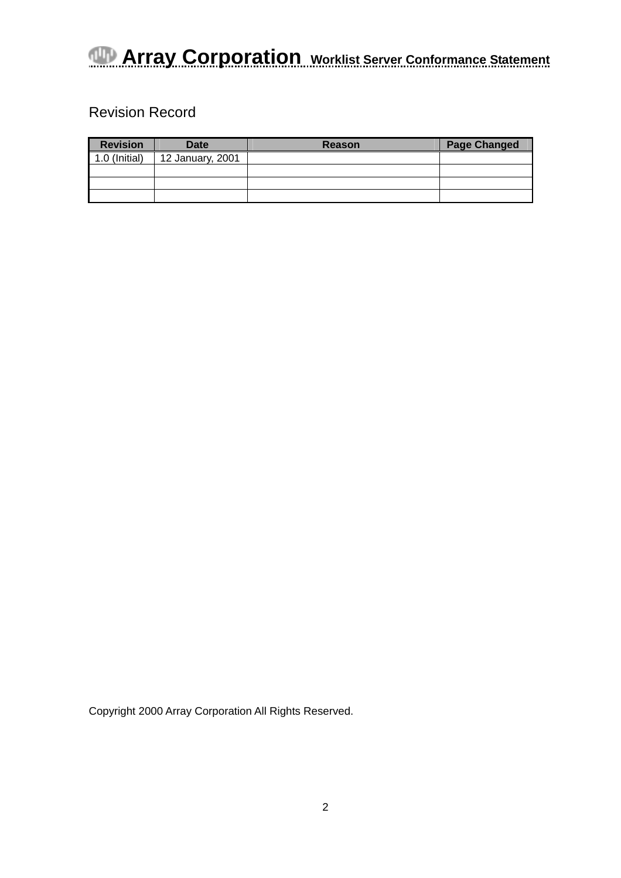# Revision Record

| Revision | Date | Reason | Page Changed |
| --- | --- | --- | --- |
| 1.0 (Initial) | 12 January, 2001 | | |
| | | | |
| | | | |
| | | | |

Copyright 2000 Array Corporation All Rights Reserved.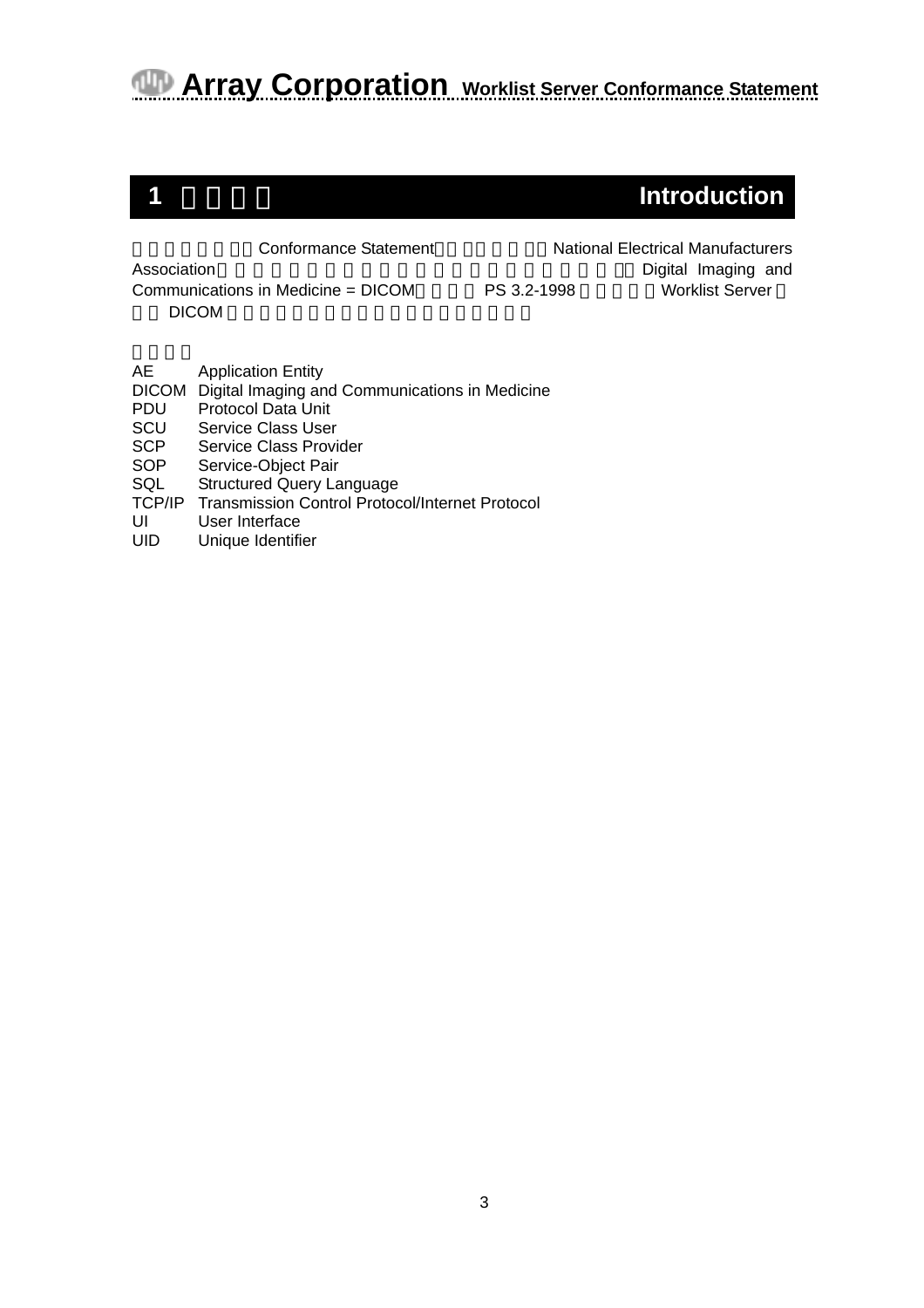# 1 Introduction

Conformance Statement National Electrical Manufacturers Association Digital Imaging and Communications in Medicine = DICOM PS 3.2-1998 Worklist Server DICOM

| | |
|---|---|
| AE | Application Entity |
| DICOM | Digital Imaging and Communications in Medicine |
| PDU | Protocol Data Unit |
| SCU | Service Class User |
| SCP | Service Class Provider |
| SOP | Service-Object Pair |
| SQL | Structured Query Language |
| TCP/IP | Transmission Control Protocol/Internet Protocol |
| UI | User Interface |
| UID | Unique Identifier |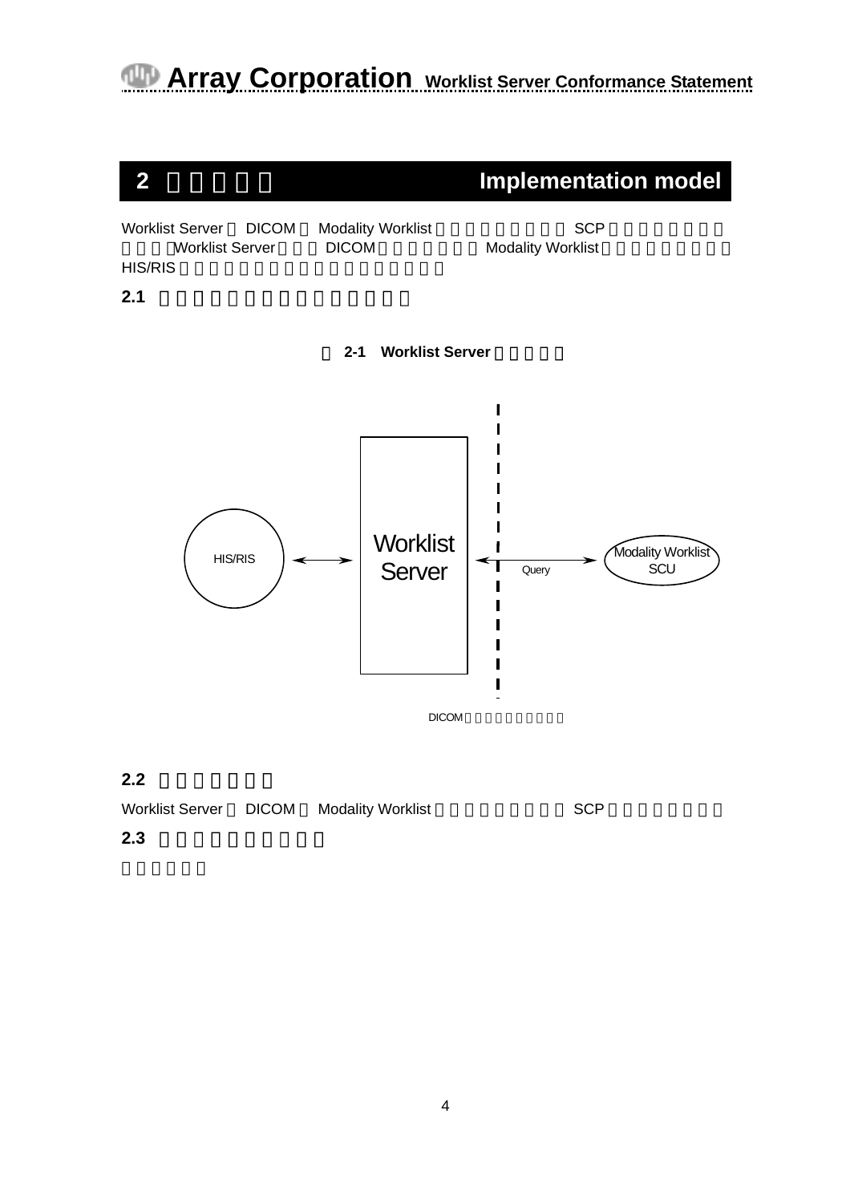## 2 Implementation model

Worklist Server DICOM Modality Worklist SCP Worklist Server DICOM Modality Worklist HIS/RIS

### 2.1

2-1 Worklist Server

HIS/RIS ⟷ Worklist Server ⟷ Query ⟷ Modality Worklist SCU

DICOM

### 2.2

Worklist Server DICOM Modality Worklist SCP

### 2.3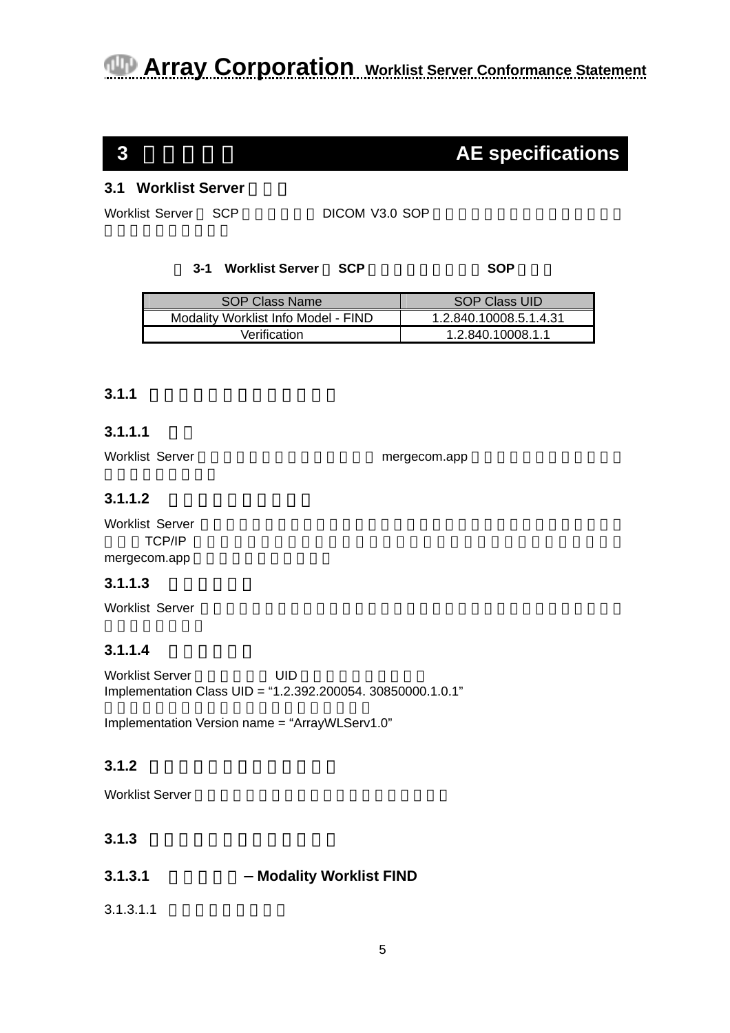# 3 AE specifications

## 3.1 Worklist Server

Worklist Server SCP DICOM V3.0 SOP

表 3-1 Worklist Server SCP SOP

| SOP Class Name | SOP Class UID |
| --- | --- |
| Modality Worklist Info Model - FIND | 1.2.840.10008.5.1.4.31 |
| Verification | 1.2.840.10008.1.1 |

### 3.1.1

#### 3.1.1.1

Worklist Server mergecom.app

#### 3.1.1.2

Worklist Server TCP/IP mergecom.app

#### 3.1.1.3

Worklist Server

#### 3.1.1.4

Worklist Server UID
Implementation Class UID = “1.2.392.200054. 30850000.1.0.1”

Implementation Version name = “ArrayWLServ1.0”

### 3.1.2

Worklist Server

### 3.1.3

#### 3.1.3.1 – Modality Worklist FIND

3.1.3.1.1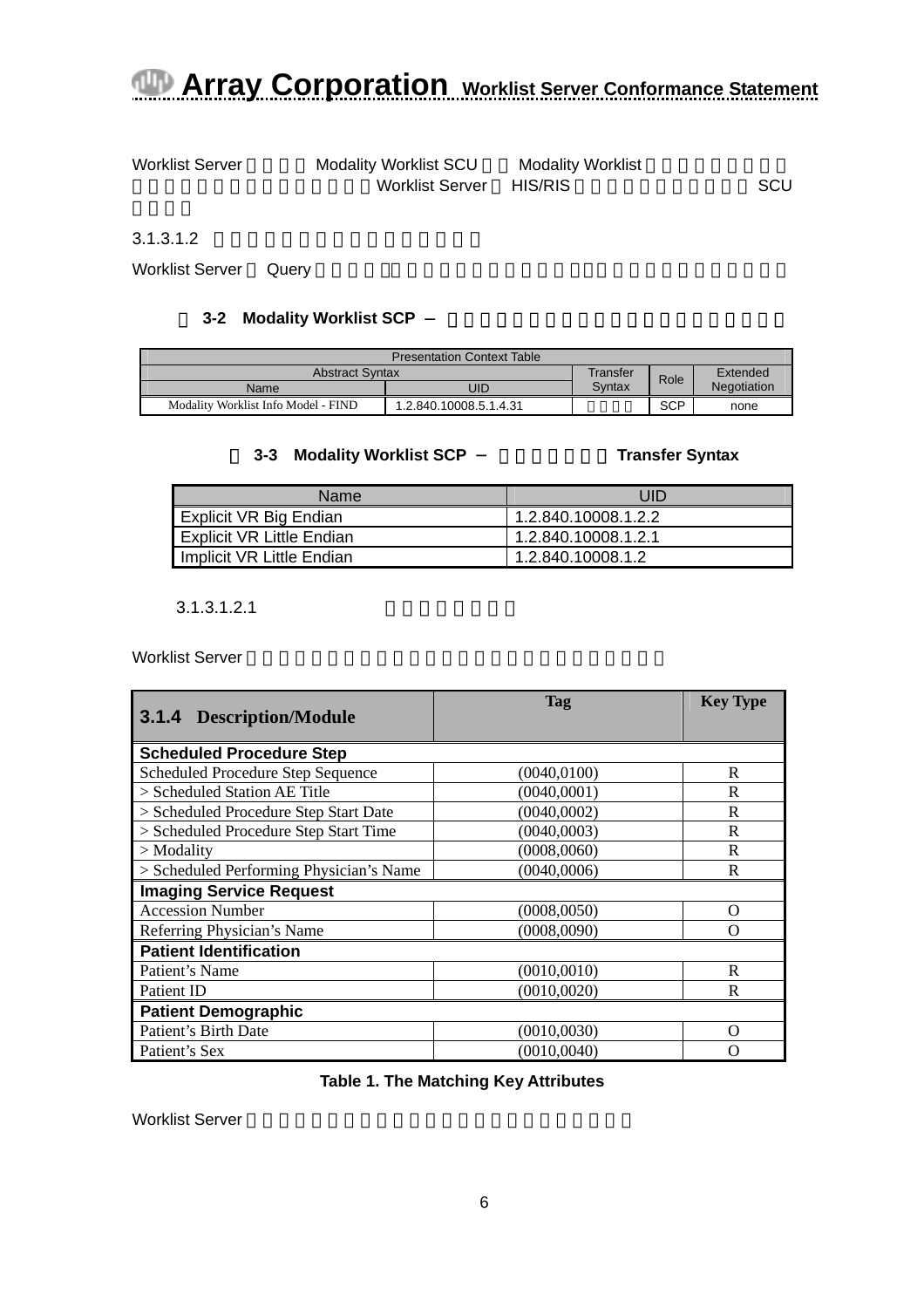Worklist Server Modality Worklist SCU Modality Worklist Worklist Server HIS/RIS SCU

3.1.3.1.2

Worklist Server Query

**3-2 Modality Worklist SCP –**

| Presentation Context Table | | | | |
|---|---|---|---|---|
| Abstract Syntax | | Transfer Syntax | Role | Extended Negotiation |
| Name | UID | | | |
| Modality Worklist Info Model - FIND | 1.2.840.10008.5.1.4.31 | | SCP | none |

**3-3 Modality Worklist SCP – Transfer Syntax**

| Name | UID |
|---|---|
| Explicit VR Big Endian | 1.2.840.10008.1.2.2 |
| Explicit VR Little Endian | 1.2.840.10008.1.2.1 |
| Implicit VR Little Endian | 1.2.840.10008.1.2 |

3.1.3.1.2.1

Worklist Server

| 3.1.4 Description/Module | Tag | Key Type |
|---|---|---|
| **Scheduled Procedure Step** | | |
| Scheduled Procedure Step Sequence | (0040,0100) | R |
| > Scheduled Station AE Title | (0040,0001) | R |
| > Scheduled Procedure Step Start Date | (0040,0002) | R |
| > Scheduled Procedure Step Start Time | (0040,0003) | R |
| > Modality | (0008,0060) | R |
| > Scheduled Performing Physician's Name | (0040,0006) | R |
| **Imaging Service Request** | | |
| Accession Number | (0008,0050) | O |
| Referring Physician's Name | (0008,0090) | O |
| **Patient Identification** | | |
| Patient's Name | (0010,0010) | R |
| Patient ID | (0010,0020) | R |
| **Patient Demographic** | | |
| Patient's Birth Date | (0010,0030) | O |
| Patient's Sex | (0010,0040) | O |

**Table 1. The Matching Key Attributes**

Worklist Server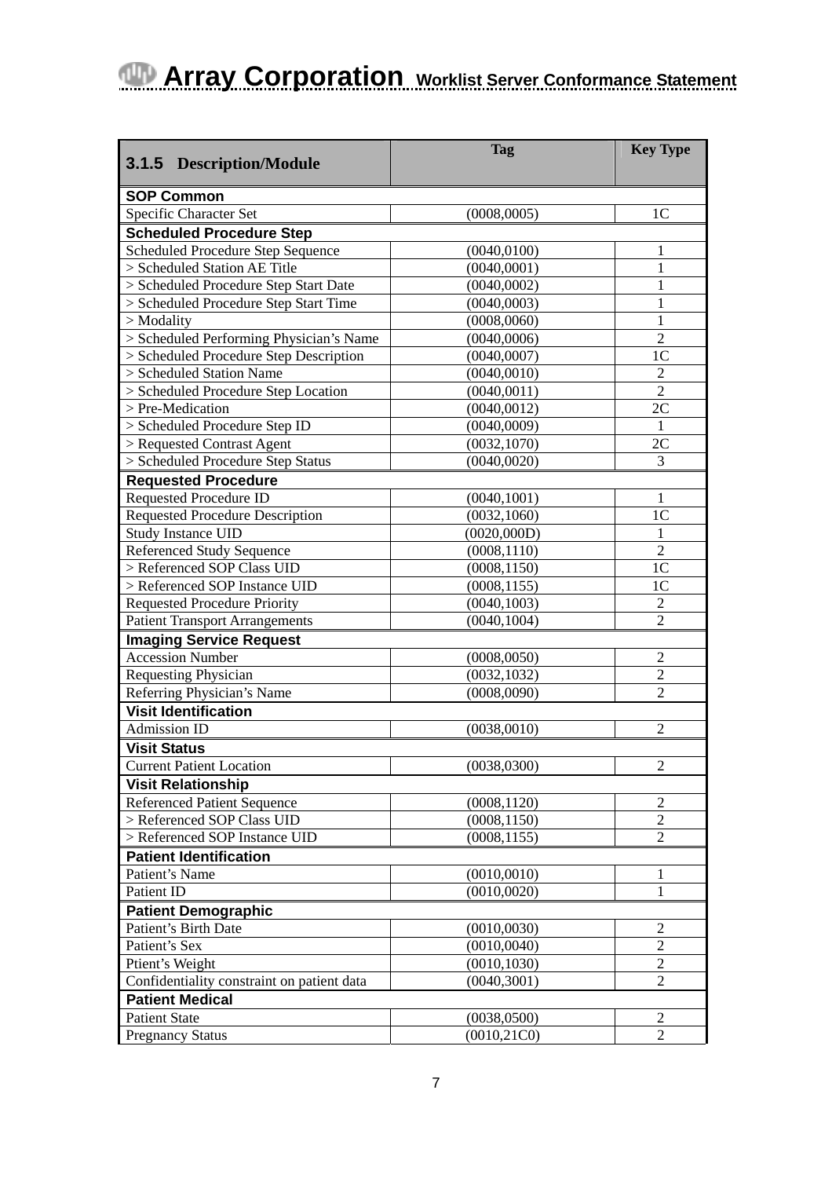| 3.1.5 Description/Module | Tag | Key Type |
|---|---|---|
| **SOP Common** | | |
| Specific Character Set | (0008,0005) | 1C |
| **Scheduled Procedure Step** | | |
| Scheduled Procedure Step Sequence | (0040,0100) | 1 |
| > Scheduled Station AE Title | (0040,0001) | 1 |
| > Scheduled Procedure Step Start Date | (0040,0002) | 1 |
| > Scheduled Procedure Step Start Time | (0040,0003) | 1 |
| > Modality | (0008,0060) | 1 |
| > Scheduled Performing Physician's Name | (0040,0006) | 2 |
| > Scheduled Procedure Step Description | (0040,0007) | 1C |
| > Scheduled Station Name | (0040,0010) | 2 |
| > Scheduled Procedure Step Location | (0040,0011) | 2 |
| > Pre-Medication | (0040,0012) | 2C |
| > Scheduled Procedure Step ID | (0040,0009) | 1 |
| > Requested Contrast Agent | (0032,1070) | 2C |
| > Scheduled Procedure Step Status | (0040,0020) | 3 |
| **Requested Procedure** | | |
| Requested Procedure ID | (0040,1001) | 1 |
| Requested Procedure Description | (0032,1060) | 1C |
| Study Instance UID | (0020,000D) | 1 |
| Referenced Study Sequence | (0008,1110) | 2 |
| > Referenced SOP Class UID | (0008,1150) | 1C |
| > Referenced SOP Instance UID | (0008,1155) | 1C |
| Requested Procedure Priority | (0040,1003) | 2 |
| Patient Transport Arrangements | (0040,1004) | 2 |
| **Imaging Service Request** | | |
| Accession Number | (0008,0050) | 2 |
| Requesting Physician | (0032,1032) | 2 |
| Referring Physician's Name | (0008,0090) | 2 |
| **Visit Identification** | | |
| Admission ID | (0038,0010) | 2 |
| **Visit Status** | | |
| Current Patient Location | (0038,0300) | 2 |
| **Visit Relationship** | | |
| Referenced Patient Sequence | (0008,1120) | 2 |
| > Referenced SOP Class UID | (0008,1150) | 2 |
| > Referenced SOP Instance UID | (0008,1155) | 2 |
| **Patient Identification** | | |
| Patient's Name | (0010,0010) | 1 |
| Patient ID | (0010,0020) | 1 |
| **Patient Demographic** | | |
| Patient's Birth Date | (0010,0030) | 2 |
| Patient's Sex | (0010,0040) | 2 |
| Ptient's Weight | (0010,1030) | 2 |
| Confidentiality constraint on patient data | (0040,3001) | 2 |
| **Patient Medical** | | |
| Patient State | (0038,0500) | 2 |
| Pregnancy Status | (0010,21C0) | 2 |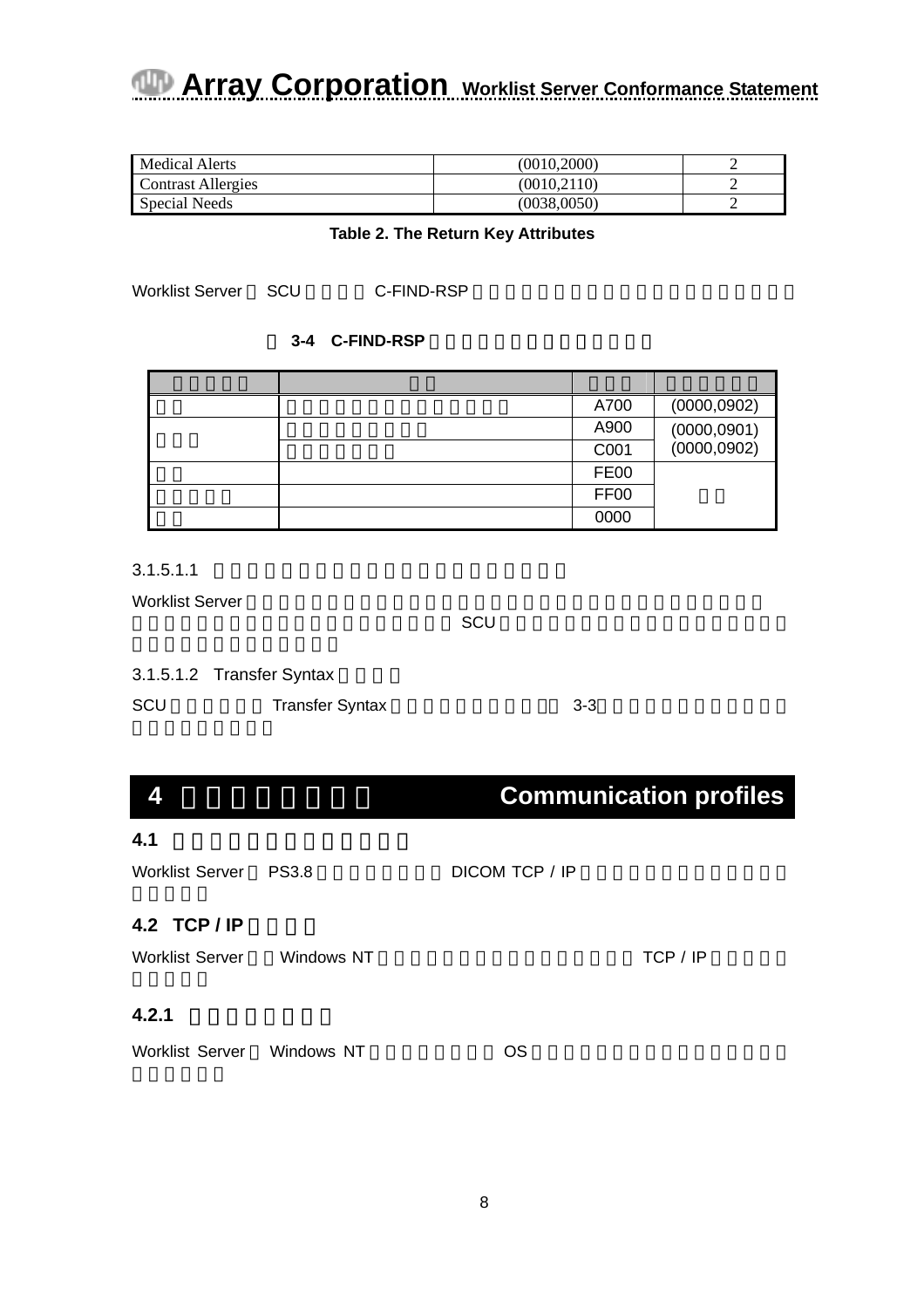| Medical Alerts | (0010,2000) | 2 |
|---|---|---|
| Contrast Allergies | (0010,2110) | 2 |
| Special Needs | (0038,0050) | 2 |

**Table 2. The Return Key Attributes**

Worklist Server SCU C-FIND-RSP

**3-4 C-FIND-RSP**

| | | | |
|---|---|---|---|
| | | A700 | (0000,0902) |
| | | A900 | (0000,0901) (0000,0902) |
| | | C001 | |
| | | FE00 | |
| | | FF00 | |
| | | 0000 | |

3.1.5.1.1

Worklist Server SCU

3.1.5.1.2 Transfer Syntax

SCU Transfer Syntax 3-3

# 4 Communication profiles

## 4.1

Worklist Server PS3.8 DICOM TCP / IP

## 4.2 TCP / IP

Worklist Server Windows NT TCP / IP

### 4.2.1

Worklist Server Windows NT OS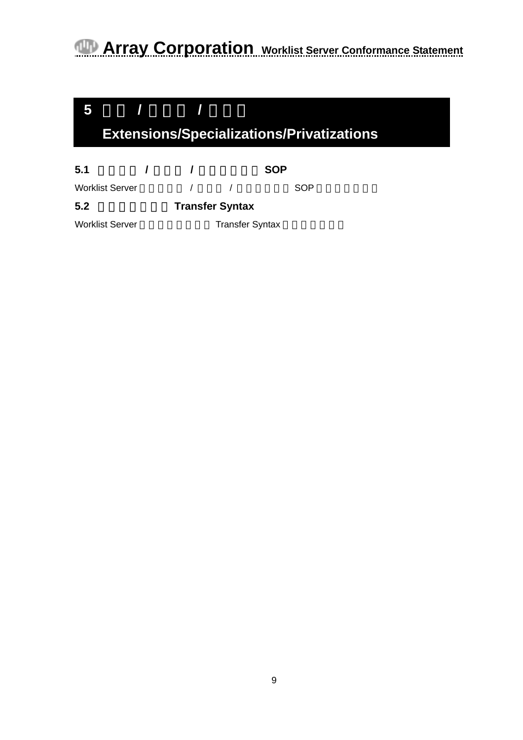# 5 / /

# Extensions/Specializations/Privatizations

## 5.1 / / SOP

Worklist Server / / SOP

## 5.2 Transfer Syntax

Worklist Server Transfer Syntax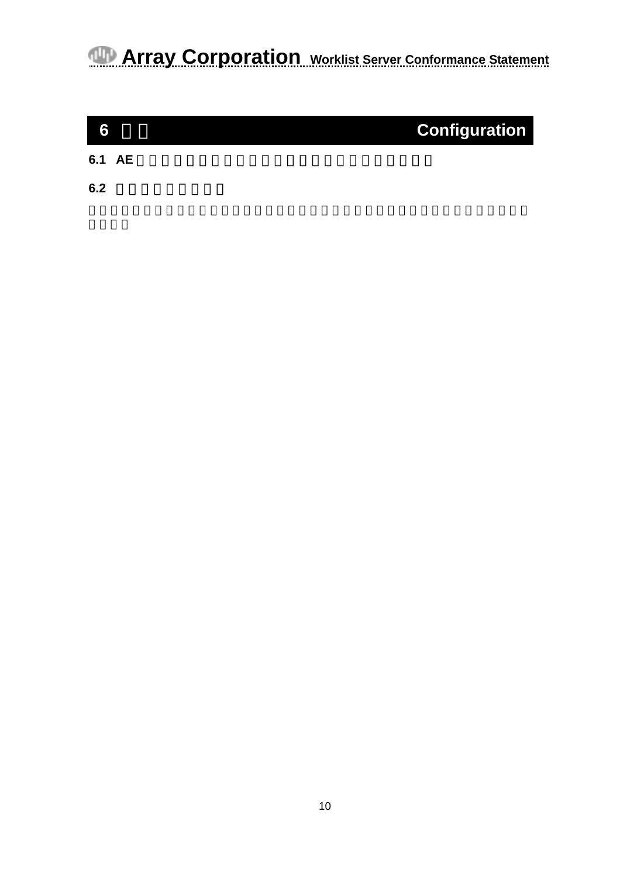# 6 Configuration

## 6.1 AE

## 6.2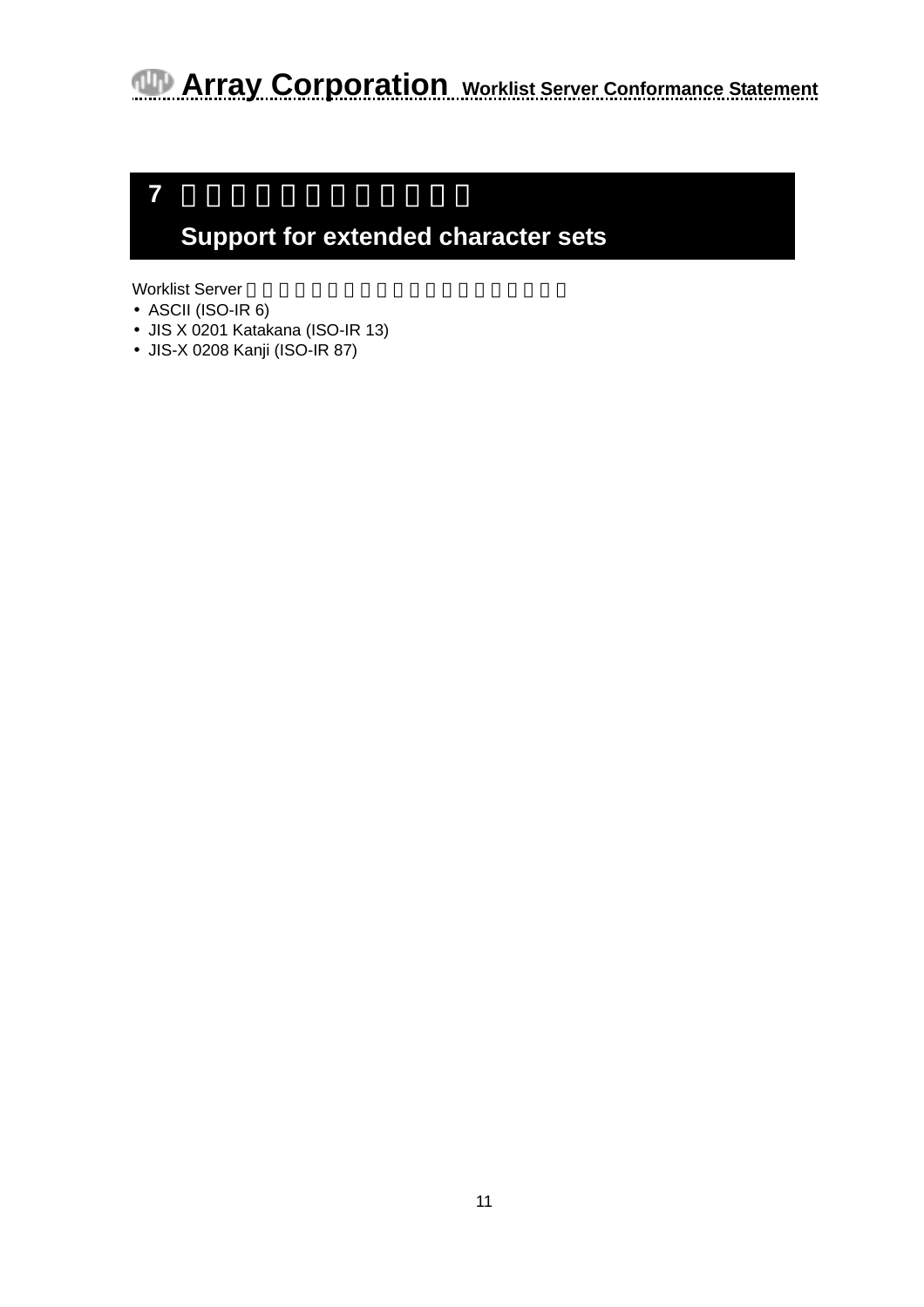# 7 Support for extended character sets

Worklist Server

- ASCII (ISO-IR 6)
- JIS X 0201 Katakana (ISO-IR 13)
- JIS-X 0208 Kanji (ISO-IR 87)